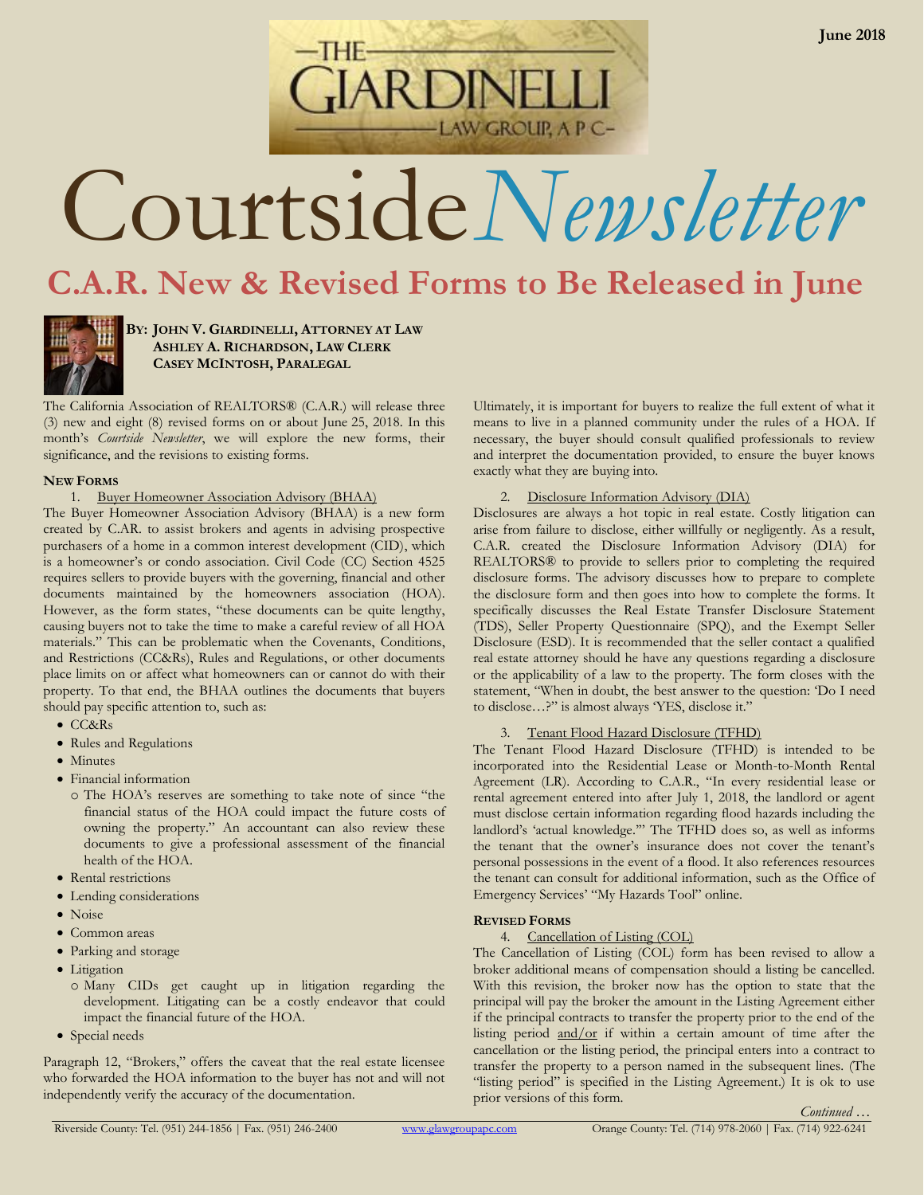June 2018

THE GIARDINELLI LAW GROUP, A P C

# Courtside *Newsletter*

## C.A.R. New & Revised Forms to Be Released in June

**BY: JOHN V. GIARDINELLI, ATTORNEY AT LAW**
**ASHLEY A. RICHARDSON, LAW CLERK**
**CASEY MCINTOSH, PARALEGAL**

The California Association of REALTORS® (C.A.R.) will release three (3) new and eight (8) revised forms on or about June 25, 2018. In this month's *Courtside Newsletter*, we will explore the new forms, their significance, and the revisions to existing forms.

### NEW FORMS

1. Buyer Homeowner Association Advisory (BHAA)

The Buyer Homeowner Association Advisory (BHAA) is a new form created by C.A.R. to assist brokers and agents in advising prospective purchasers of a home in a common interest development (CID), which is a homeowner's or condo association. Civil Code (CC) Section 4525 requires sellers to provide buyers with the governing, financial and other documents maintained by the homeowners association (HOA). However, as the form states, "these documents can be quite lengthy, causing buyers not to take the time to make a careful review of all HOA materials." This can be problematic when the Covenants, Conditions, and Restrictions (CC&Rs), Rules and Regulations, or other documents place limits on or affect what homeowners can or cannot do with their property. To that end, the BHAA outlines the documents that buyers should pay specific attention to, such as:

- CC&Rs
- Rules and Regulations
- Minutes
- Financial information
  - The HOA's reserves are something to take note of since "the financial status of the HOA could impact the future costs of owning the property." An accountant can also review these documents to give a professional assessment of the financial health of the HOA.
- Rental restrictions
- Lending considerations
- Noise
- Common areas
- Parking and storage
- Litigation
  - Many CIDs get caught up in litigation regarding the development. Litigating can be a costly endeavor that could impact the financial future of the HOA.
- Special needs

Paragraph 12, "Brokers," offers the caveat that the real estate licensee who forwarded the HOA information to the buyer has not and will not independently verify the accuracy of the documentation.

Ultimately, it is important for buyers to realize the full extent of what it means to live in a planned community under the rules of a HOA. If necessary, the buyer should consult qualified professionals to review and interpret the documentation provided, to ensure the buyer knows exactly what they are buying into.

2. Disclosure Information Advisory (DIA)

Disclosures are always a hot topic in real estate. Costly litigation can arise from failure to disclose, either willfully or negligently. As a result, C.A.R. created the Disclosure Information Advisory (DIA) for REALTORS® to provide to sellers prior to completing the required disclosure forms. The advisory discusses how to prepare to complete the disclosure form and then goes into how to complete the forms. It specifically discusses the Real Estate Transfer Disclosure Statement (TDS), Seller Property Questionnaire (SPQ), and the Exempt Seller Disclosure (ESD). It is recommended that the seller contact a qualified real estate attorney should he have any questions regarding a disclosure or the applicability of a law to the property. The form closes with the statement, "When in doubt, the best answer to the question: 'Do I need to disclose…?" is almost always 'YES, disclose it."

3. Tenant Flood Hazard Disclosure (TFHD)

The Tenant Flood Hazard Disclosure (TFHD) is intended to be incorporated into the Residential Lease or Month-to-Month Rental Agreement (LR). According to C.A.R., "In every residential lease or rental agreement entered into after July 1, 2018, the landlord or agent must disclose certain information regarding flood hazards including the landlord's 'actual knowledge.'" The TFHD does so, as well as informs the tenant that the owner's insurance does not cover the tenant's personal possessions in the event of a flood. It also references resources the tenant can consult for additional information, such as the Office of Emergency Services' "My Hazards Tool" online.

### REVISED FORMS

4. Cancellation of Listing (COL)

The Cancellation of Listing (COL) form has been revised to allow a broker additional means of compensation should a listing be cancelled. With this revision, the broker now has the option to state that the principal will pay the broker the amount in the Listing Agreement either if the principal contracts to transfer the property prior to the end of the listing period and/or if within a certain amount of time after the cancellation or the listing period, the principal enters into a contract to transfer the property to a person named in the subsequent lines. (The "listing period" is specified in the Listing Agreement.) It is ok to use prior versions of this form.

*Continued …*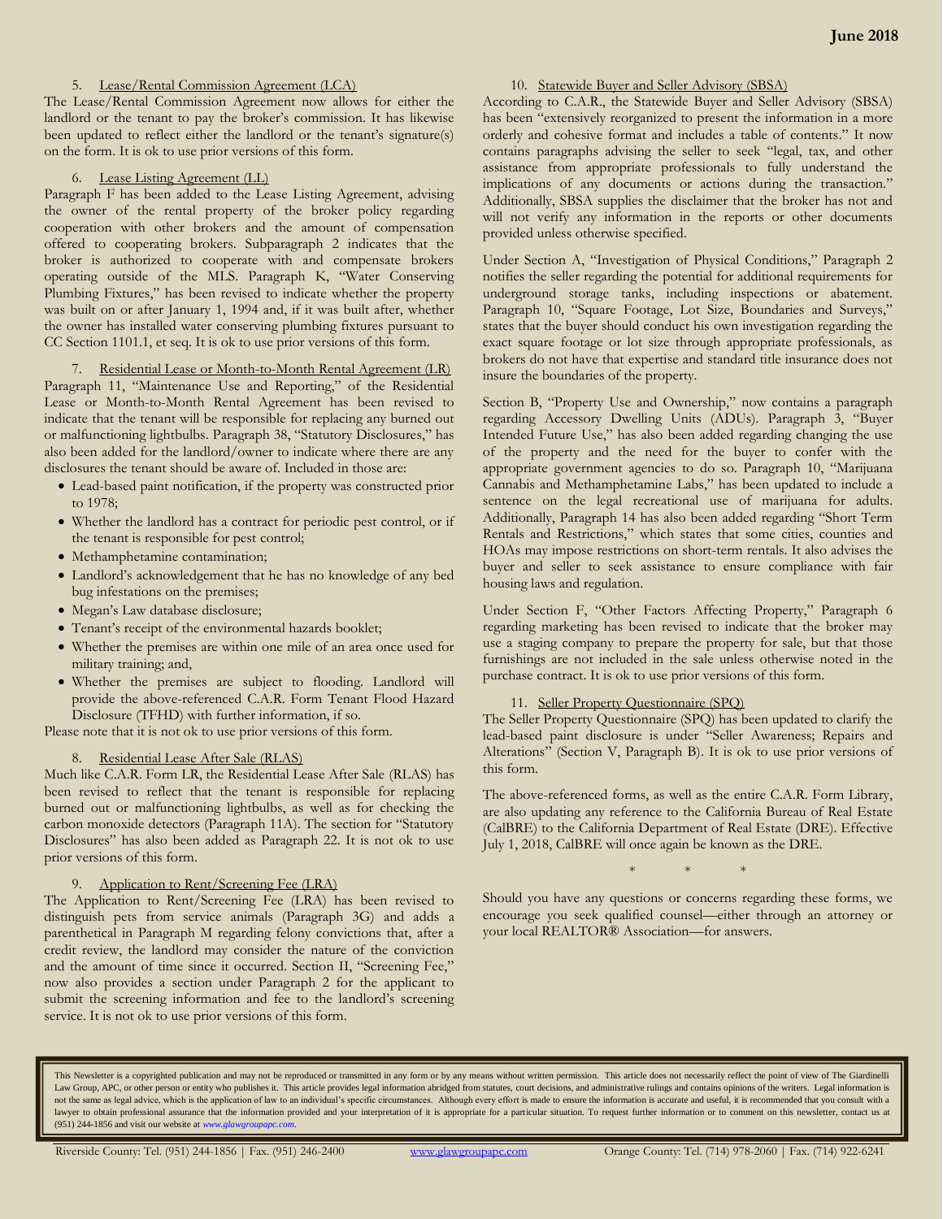5. Lease/Rental Commission Agreement (LCA)

The Lease/Rental Commission Agreement now allows for either the landlord or the tenant to pay the broker's commission. It has likewise been updated to reflect either the landlord or the tenant's signature(s) on the form. It is ok to use prior versions of this form.

6. Lease Listing Agreement (LL)

Paragraph F has been added to the Lease Listing Agreement, advising the owner of the rental property of the broker policy regarding cooperation with other brokers and the amount of compensation offered to cooperating brokers. Subparagraph 2 indicates that the broker is authorized to cooperate with and compensate brokers operating outside of the MLS. Paragraph K, "Water Conserving Plumbing Fixtures," has been revised to indicate whether the property was built on or after January 1, 1994 and, if it was built after, whether the owner has installed water conserving plumbing fixtures pursuant to CC Section 1101.1, et seq. It is ok to use prior versions of this form.

7. Residential Lease or Month-to-Month Rental Agreement (LR)

Paragraph 11, "Maintenance Use and Reporting," of the Residential Lease or Month-to-Month Rental Agreement has been revised to indicate that the tenant will be responsible for replacing any burned out or malfunctioning lightbulbs. Paragraph 38, "Statutory Disclosures," has also been added for the landlord/owner to indicate where there are any disclosures the tenant should be aware of. Included in those are:

- Lead-based paint notification, if the property was constructed prior to 1978;
- Whether the landlord has a contract for periodic pest control, or if the tenant is responsible for pest control;
- Methamphetamine contamination;
- Landlord's acknowledgement that he has no knowledge of any bed bug infestations on the premises;
- Megan's Law database disclosure;
- Tenant's receipt of the environmental hazards booklet;
- Whether the premises are within one mile of an area once used for military training; and,
- Whether the premises are subject to flooding. Landlord will provide the above-referenced C.A.R. Form Tenant Flood Hazard Disclosure (TFHD) with further information, if so.

Please note that it is not ok to use prior versions of this form.

8. Residential Lease After Sale (RLAS)

Much like C.A.R. Form LR, the Residential Lease After Sale (RLAS) has been revised to reflect that the tenant is responsible for replacing burned out or malfunctioning lightbulbs, as well as for checking the carbon monoxide detectors (Paragraph 11A). The section for "Statutory Disclosures" has also been added as Paragraph 22. It is not ok to use prior versions of this form.

9. Application to Rent/Screening Fee (LRA)

The Application to Rent/Screening Fee (LRA) has been revised to distinguish pets from service animals (Paragraph 3G) and adds a parenthetical in Paragraph M regarding felony convictions that, after a credit review, the landlord may consider the nature of the conviction and the amount of time since it occurred. Section II, "Screening Fee," now also provides a section under Paragraph 2 for the applicant to submit the screening information and fee to the landlord's screening service. It is not ok to use prior versions of this form.

10. Statewide Buyer and Seller Advisory (SBSA)

According to C.A.R., the Statewide Buyer and Seller Advisory (SBSA) has been "extensively reorganized to present the information in a more orderly and cohesive format and includes a table of contents." It now contains paragraphs advising the seller to seek "legal, tax, and other assistance from appropriate professionals to fully understand the implications of any documents or actions during the transaction." Additionally, SBSA supplies the disclaimer that the broker has not and will not verify any information in the reports or other documents provided unless otherwise specified.

Under Section A, "Investigation of Physical Conditions," Paragraph 2 notifies the seller regarding the potential for additional requirements for underground storage tanks, including inspections or abatement. Paragraph 10, "Square Footage, Lot Size, Boundaries and Surveys," states that the buyer should conduct his own investigation regarding the exact square footage or lot size through appropriate professionals, as brokers do not have that expertise and standard title insurance does not insure the boundaries of the property.

Section B, "Property Use and Ownership," now contains a paragraph regarding Accessory Dwelling Units (ADUs). Paragraph 3, "Buyer Intended Future Use," has also been added regarding changing the use of the property and the need for the buyer to confer with the appropriate government agencies to do so. Paragraph 10, "Marijuana Cannabis and Methamphetamine Labs," has been updated to include a sentence on the legal recreational use of marijuana for adults. Additionally, Paragraph 14 has also been added regarding "Short Term Rentals and Restrictions," which states that some cities, counties and HOAs may impose restrictions on short-term rentals. It also advises the buyer and seller to seek assistance to ensure compliance with fair housing laws and regulation.

Under Section F, "Other Factors Affecting Property," Paragraph 6 regarding marketing has been revised to indicate that the broker may use a staging company to prepare the property for sale, but that those furnishings are not included in the sale unless otherwise noted in the purchase contract. It is ok to use prior versions of this form.

11. Seller Property Questionnaire (SPQ)

The Seller Property Questionnaire (SPQ) has been updated to clarify the lead-based paint disclosure is under "Seller Awareness; Repairs and Alterations" (Section V, Paragraph B). It is ok to use prior versions of this form.

The above-referenced forms, as well as the entire C.A.R. Form Library, are also updating any reference to the California Bureau of Real Estate (CalBRE) to the California Department of Real Estate (DRE). Effective July 1, 2018, CalBRE will once again be known as the DRE.

\*     \*     \*

Should you have any questions or concerns regarding these forms, we encourage you seek qualified counsel—either through an attorney or your local REALTOR® Association—for answers.

This Newsletter is a copyrighted publication and may not be reproduced or transmitted in any form or by any means without written permission. This article does not necessarily reflect the point of view of The Giardinelli Law Group, APC, or other person or entity who publishes it. This article provides legal information abridged from statutes, court decisions, and administrative rulings and contains opinions of the writers. Legal information is not the same as legal advice, which is the application of law to an individual's specific circumstances. Although every effort is made to ensure the information is accurate and useful, it is recommended that you consult with a lawyer to obtain professional assurance that the information provided and your interpretation of it is appropriate for a particular situation. To request further information or to comment on this newsletter, contact us at (951) 244-1856 and visit our website at *www.glawgroupapc.com*.